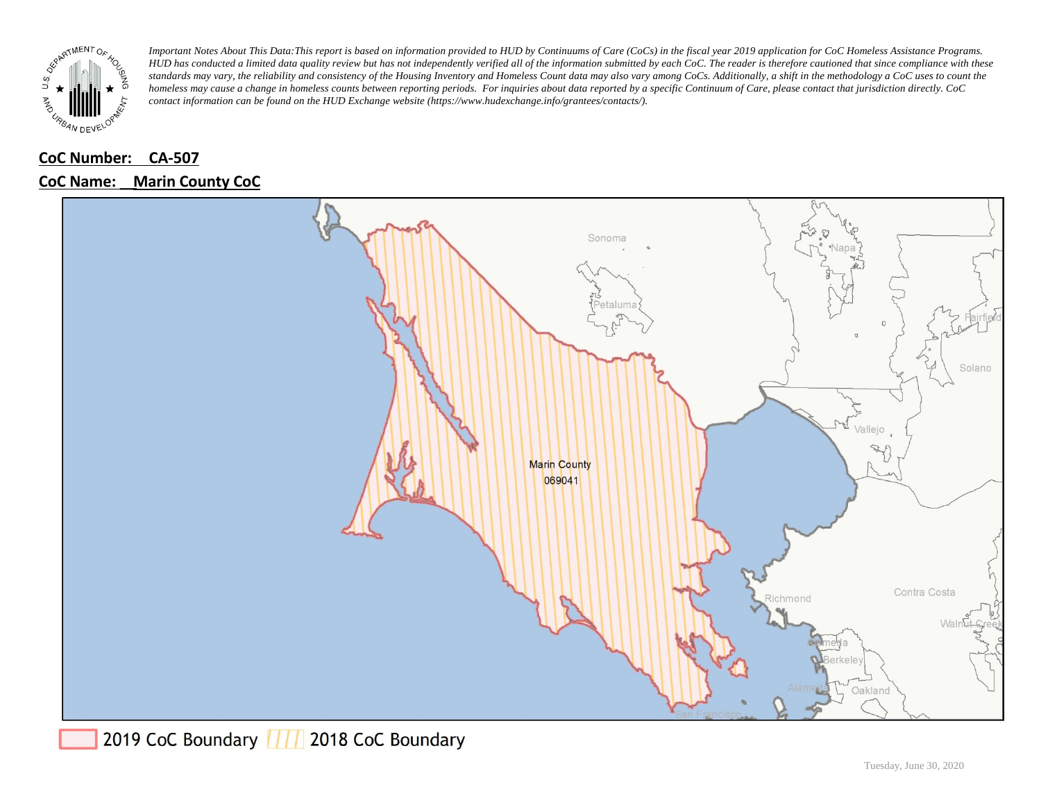*Important Notes About This Data: This report is based on information provided to HUD by Continuums of Care (CoCs) in the fiscal year 2019 application for CoC Homeless Assistance Programs. HUD has conducted a limited data quality review but has not independently verified all of the information submitted by each CoC. The reader is therefore cautioned that since compliance with these standards may vary, the reliability and consistency of the Housing Inventory and Homeless Count data may also vary among CoCs. Additionally, a shift in the methodology a CoC uses to count the homeless may cause a change in homeless counts between reporting periods. For inquiries about data reported by a specific Continuum of Care, please contact that jurisdiction directly. CoC contact information can be found on the HUD Exchange website (https://www.hudexchange.info/grantees/contacts/).*

**CoC Number: CA-507**

**CoC Name: Marin County CoC**

Marin County
069041

2019 CoC Boundary | 2018 CoC Boundary

Tuesday, June 30, 2020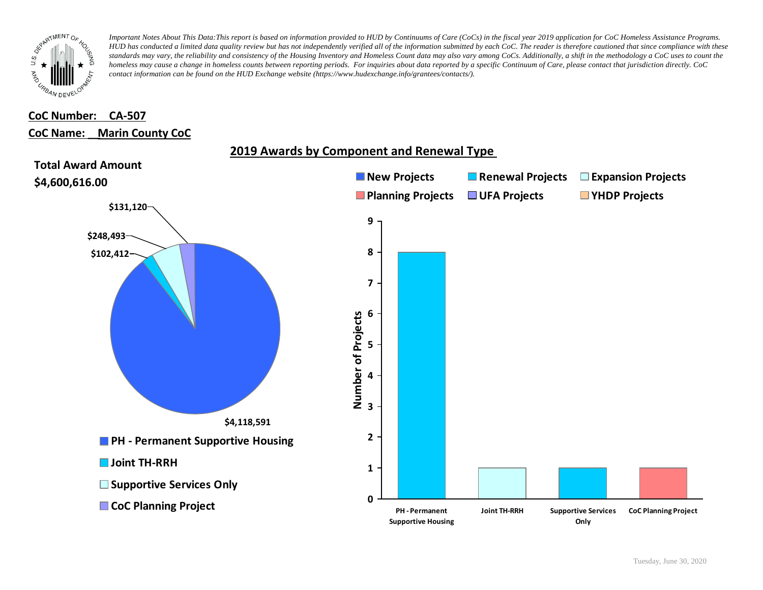*Important Notes About This Data:This report is based on information provided to HUD by Continuums of Care (CoCs) in the fiscal year 2019 application for CoC Homeless Assistance Programs. HUD has conducted a limited data quality review but has not independently verified all of the information submitted by each CoC. The reader is therefore cautioned that since compliance with these standards may vary, the reliability and consistency of the Housing Inventory and Homeless Count data may also vary among CoCs. Additionally, a shift in the methodology a CoC uses to count the homeless may cause a change in homeless counts between reporting periods. For inquiries about data reported by a specific Continuum of Care, please contact that jurisdiction directly. CoC contact information can be found on the HUD Exchange website (https://www.hudexchange.info/grantees/contacts/).*

**CoC Number: CA-507**

**CoC Name: Marin County CoC**

## 2019 Awards by Component and Renewal Type

**Total Award Amount**

**$4,600,616.00**

| Component | Award Amount |
|---|---|
| PH - Permanent Supportive Housing | $4,118,591 |
| Joint TH-RRH | $102,412 |
| Supportive Services Only | $248,493 |
| CoC Planning Project | $131,120 |

| Component | Number of Projects | Type |
|---|---|---|
| PH - Permanent Supportive Housing | 8 | Renewal Projects |
| Joint TH-RRH | 1 | Expansion Projects |
| Supportive Services Only | 1 | Renewal Projects |
| CoC Planning Project | 1 | Planning Projects |

Legend: New Projects, Renewal Projects, Expansion Projects, Planning Projects, UFA Projects, YHDP Projects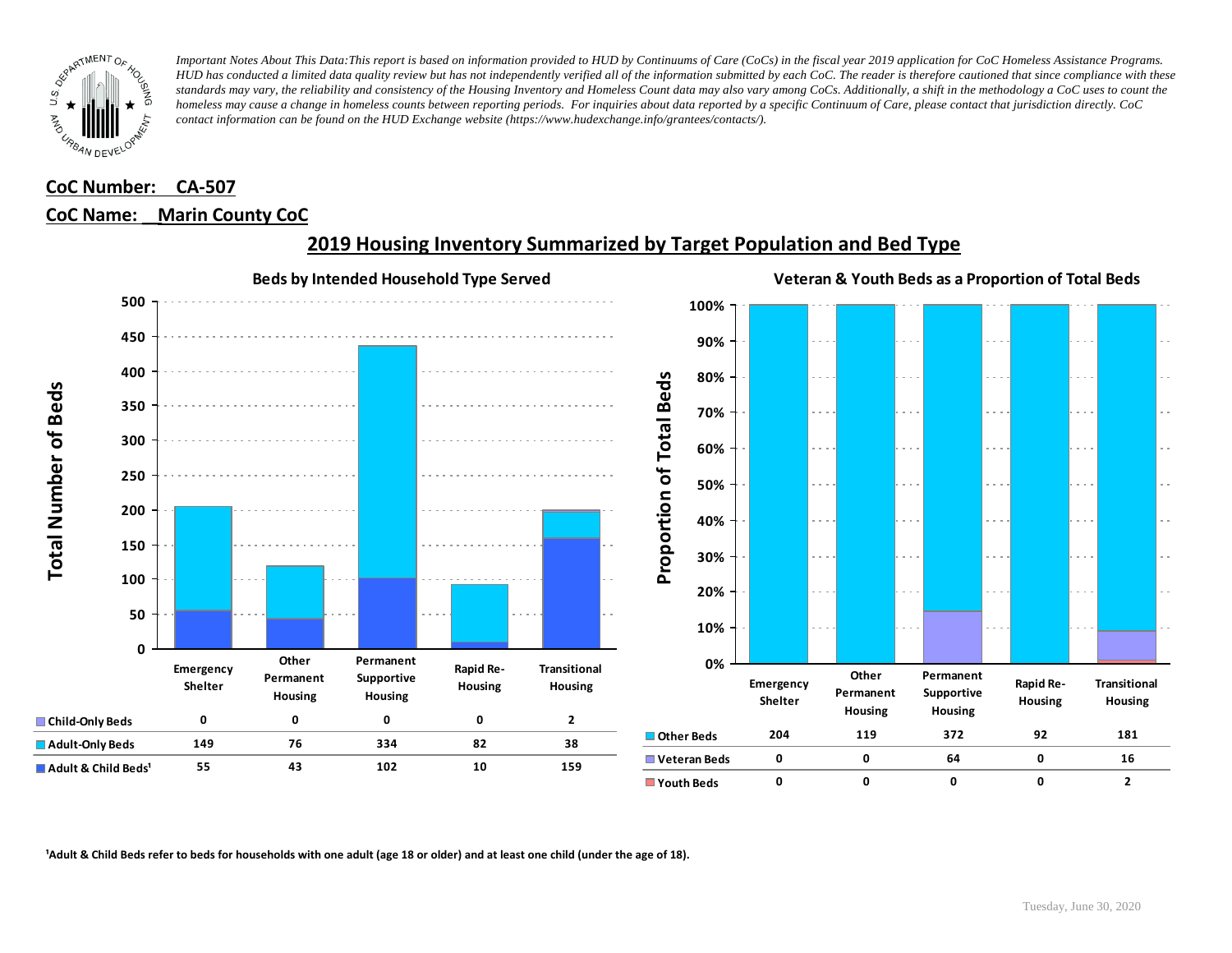*Important Notes About This Data: This report is based on information provided to HUD by Continuums of Care (CoCs) in the fiscal year 2019 application for CoC Homeless Assistance Programs. HUD has conducted a limited data quality review but has not independently verified all of the information submitted by each CoC. The reader is therefore cautioned that since compliance with these standards may vary, the reliability and consistency of the Housing Inventory and Homeless Count data may also vary among CoCs. Additionally, a shift in the methodology a CoC uses to count the homeless may cause a change in homeless counts between reporting periods. For inquiries about data reported by a specific Continuum of Care, please contact that jurisdiction directly. CoC contact information can be found on the HUD Exchange website (https://www.hudexchange.info/grantees/contacts/).*

**CoC Number: CA-507**

**CoC Name: Marin County CoC**

## 2019 Housing Inventory Summarized by Target Population and Bed Type

### Beds by Intended Household Type Served

| | Emergency Shelter | Other Permanent Housing | Permanent Supportive Housing | Rapid Re-Housing | Transitional Housing |
|---|---|---|---|---|---|
| Child-Only Beds | 0 | 0 | 0 | 0 | 2 |
| Adult-Only Beds | 149 | 76 | 334 | 82 | 38 |
| Adult & Child Beds[1] | 55 | 43 | 102 | 10 | 159 |

### Veteran & Youth Beds as a Proportion of Total Beds

| | Emergency Shelter | Other Permanent Housing | Permanent Supportive Housing | Rapid Re-Housing | Transitional Housing |
|---|---|---|---|---|---|
| Other Beds | 204 | 119 | 372 | 92 | 181 |
| Veteran Beds | 0 | 0 | 64 | 0 | 16 |
| Youth Beds | 0 | 0 | 0 | 0 | 2 |

[1]Adult & Child Beds refer to beds for households with one adult (age 18 or older) and at least one child (under the age of 18).

Tuesday, June 30, 2020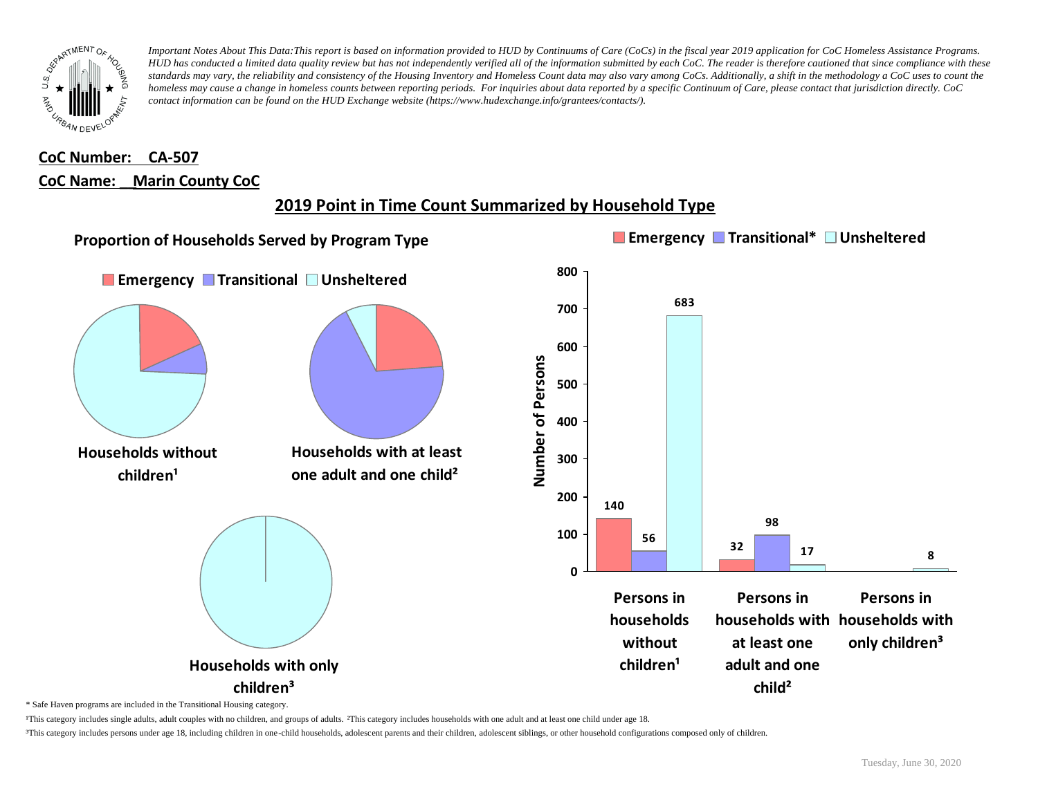*Important Notes About This Data:This report is based on information provided to HUD by Continuums of Care (CoCs) in the fiscal year 2019 application for CoC Homeless Assistance Programs. HUD has conducted a limited data quality review but has not independently verified all of the information submitted by each CoC. The reader is therefore cautioned that since compliance with these standards may vary, the reliability and consistency of the Housing Inventory and Homeless Count data may also vary among CoCs. Additionally, a shift in the methodology a CoC uses to count the homeless may cause a change in homeless counts between reporting periods. For inquiries about data reported by a specific Continuum of Care, please contact that jurisdiction directly. CoC contact information can be found on the HUD Exchange website (https://www.hudexchange.info/grantees/contacts/).*

**CoC Number: CA-507**

**CoC Name: Marin County CoC**

## 2019 Point in Time Count Summarized by Household Type

### Proportion of Households Served by Program Type

Emergency | Transitional | Unsheltered

**Households without children¹**

**Households with at least one adult and one child²**

**Households with only children³**

Emergency | Transitional* | Unsheltered

| | Emergency | Transitional* | Unsheltered |
|---|---|---|---|
| Persons in households without children¹ | 140 | 56 | 683 |
| Persons in households with at least one adult and one child² | 32 | 98 | 17 |
| Persons in households with only children³ | | | 8 |

Number of Persons

\* Safe Haven programs are included in the Transitional Housing category.

¹This category includes single adults, adult couples with no children, and groups of adults. ²This category includes households with one adult and at least one child under age 18.

³This category includes persons under age 18, including children in one-child households, adolescent parents and their children, adolescent siblings, or other household configurations composed only of children.

Tuesday, June 30, 2020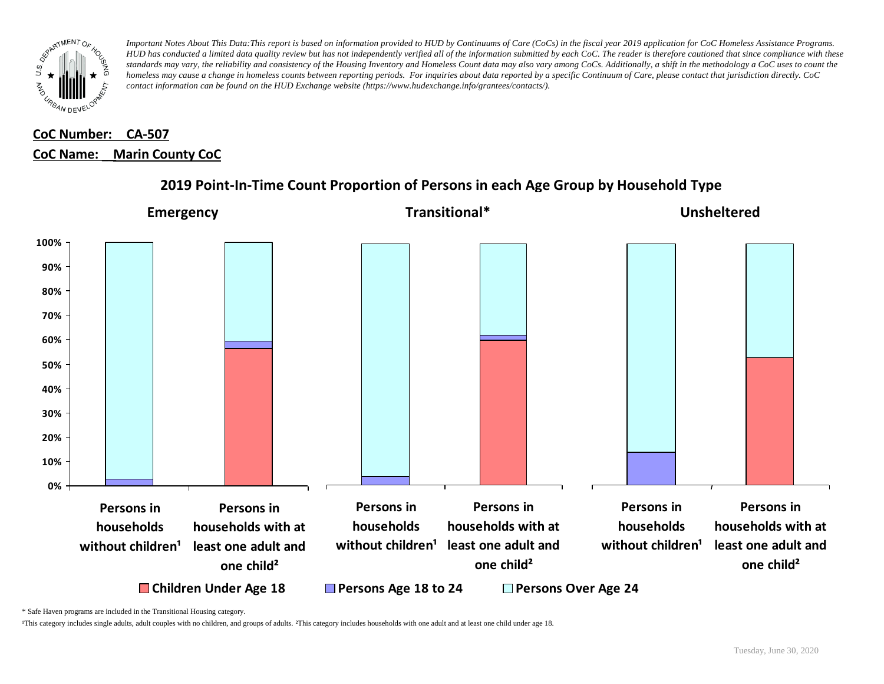*Important Notes About This Data:This report is based on information provided to HUD by Continuums of Care (CoCs) in the fiscal year 2019 application for CoC Homeless Assistance Programs. HUD has conducted a limited data quality review but has not independently verified all of the information submitted by each CoC. The reader is therefore cautioned that since compliance with these standards may vary, the reliability and consistency of the Housing Inventory and Homeless Count data may also vary among CoCs. Additionally, a shift in the methodology a CoC uses to count the homeless may cause a change in homeless counts between reporting periods. For inquiries about data reported by a specific Continuum of Care, please contact that jurisdiction directly. CoC contact information can be found on the HUD Exchange website (https://www.hudexchange.info/grantees/contacts/).*

**CoC Number: CA-507**

**CoC Name: Marin County CoC**

## 2019 Point-In-Time Count Proportion of Persons in each Age Group by Household Type

**Emergency** | **Transitional*** | **Unsheltered**

Persons in households without children¹ | Persons in households with at least one adult and one child²

■ Children Under Age 18 ■ Persons Age 18 to 24 ■ Persons Over Age 24

\* Safe Haven programs are included in the Transitional Housing category.

¹This category includes single adults, adult couples with no children, and groups of adults. ²This category includes households with one adult and at least one child under age 18.

Tuesday, June 30, 2020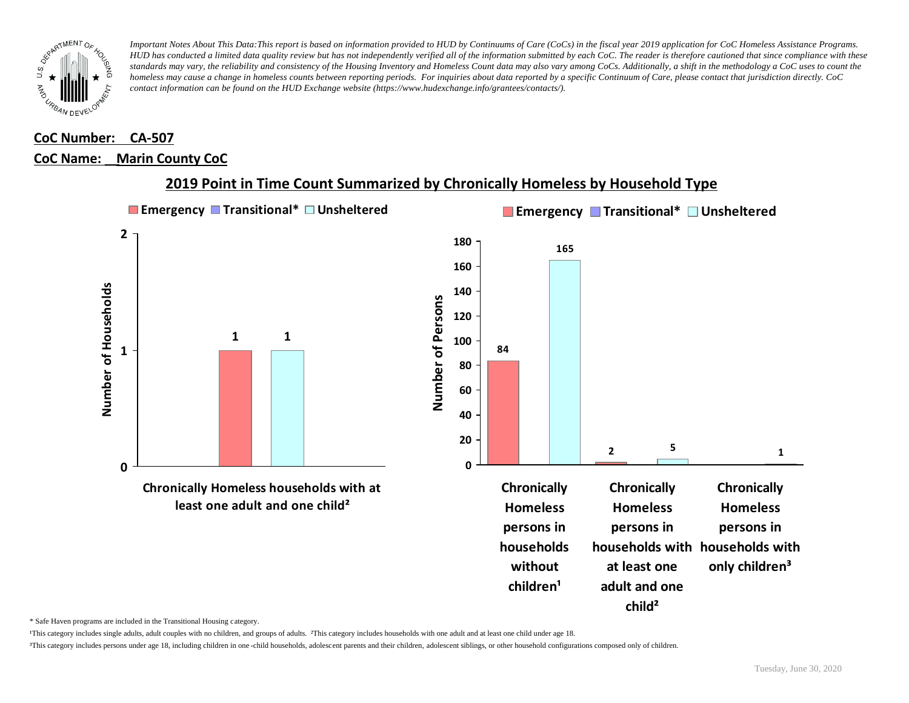*Important Notes About This Data:This report is based on information provided to HUD by Continuums of Care (CoCs) in the fiscal year 2019 application for CoC Homeless Assistance Programs. HUD has conducted a limited data quality review but has not independently verified all of the information submitted by each CoC. The reader is therefore cautioned that since compliance with these standards may vary, the reliability and consistency of the Housing Inventory and Homeless Count data may also vary among CoCs. Additionally, a shift in the methodology a CoC uses to count the homeless may cause a change in homeless counts between reporting periods. For inquiries about data reported by a specific Continuum of Care, please contact that jurisdiction directly. CoC contact information can be found on the HUD Exchange website (https://www.hudexchange.info/grantees/contacts/).*

**CoC Number: CA-507**

**CoC Name: Marin County CoC**

## 2019 Point in Time Count Summarized by Chronically Homeless by Household Type

**Number of Households**

| | Emergency | Transitional* | Unsheltered |
|---|---|---|---|
| Chronically Homeless households with at least one adult and one child² | 1 | | 1 |

**Number of Persons**

| | Emergency | Transitional* | Unsheltered |
|---|---|---|---|
| Chronically Homeless persons in households without children¹ | 84 | | 165 |
| Chronically Homeless persons in households with at least one adult and one child² | 2 | | 5 |
| Chronically Homeless persons in households with only children³ | | | 1 |

* Safe Haven programs are included in the Transitional Housing category.

¹This category includes single adults, adult couples with no children, and groups of adults. ²This category includes households with one adult and at least one child under age 18.

³This category includes persons under age 18, including children in one-child households, adolescent parents and their children, adolescent siblings, or other household configurations composed only of children.

Tuesday, June 30, 2020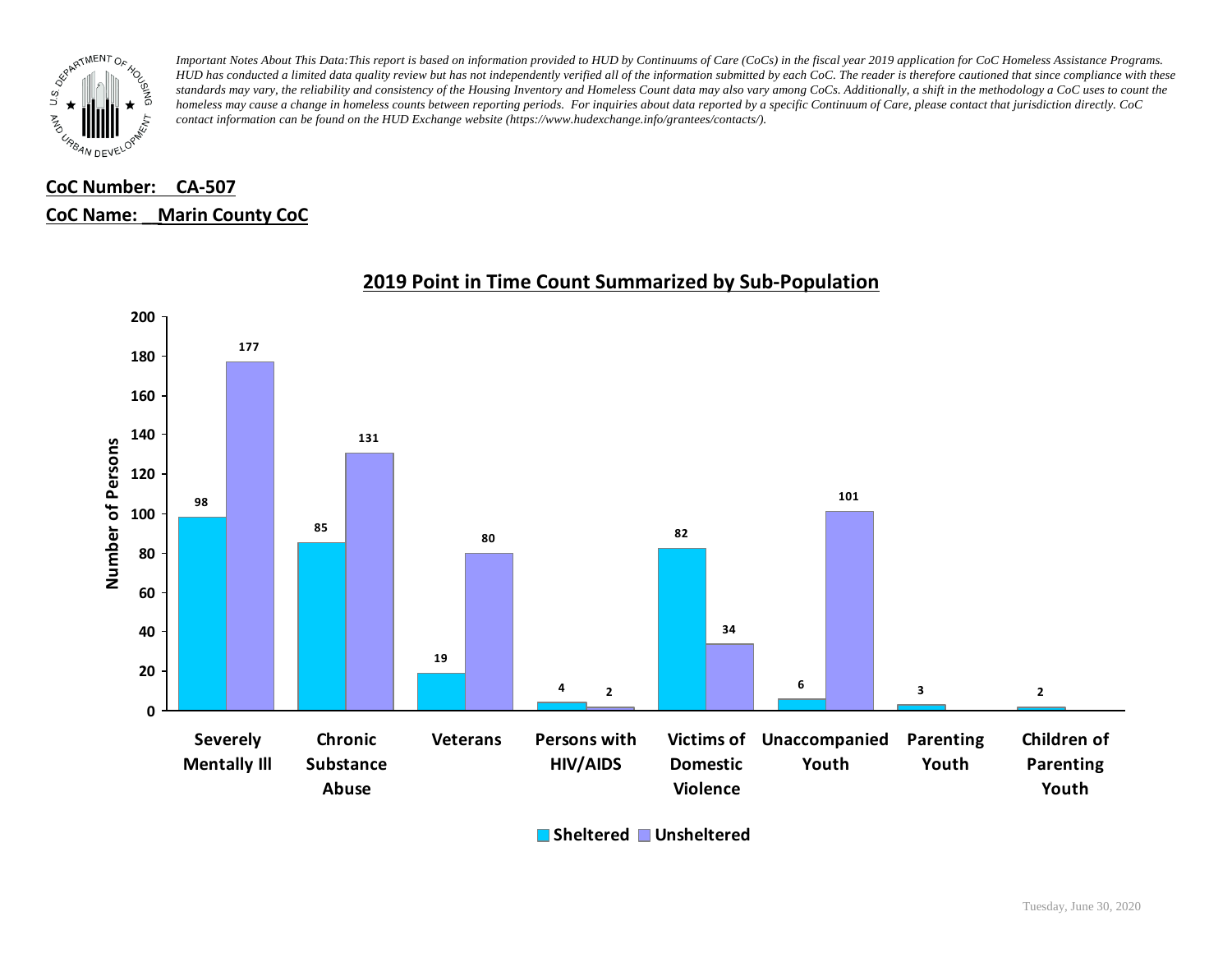*Important Notes About This Data:This report is based on information provided to HUD by Continuums of Care (CoCs) in the fiscal year 2019 application for CoC Homeless Assistance Programs. HUD has conducted a limited data quality review but has not independently verified all of the information submitted by each CoC. The reader is therefore cautioned that since compliance with these standards may vary, the reliability and consistency of the Housing Inventory and Homeless Count data may also vary among CoCs. Additionally, a shift in the methodology a CoC uses to count the homeless may cause a change in homeless counts between reporting periods. For inquiries about data reported by a specific Continuum of Care, please contact that jurisdiction directly. CoC contact information can be found on the HUD Exchange website (https://www.hudexchange.info/grantees/contacts/).*

**CoC Number: CA-507**

**CoC Name: Marin County CoC**

## 2019 Point in Time Count Summarized by Sub-Population

Number of Persons

0
20
40
60
80
100
120
140
160
180
200

Severely Mentally Ill: 98, 177
Chronic Substance Abuse: 85, 131
Veterans: 19, 80
Persons with HIV/AIDS: 4, 2
Victims of Domestic Violence: 82, 34
Unaccompanied Youth: 6, 101
Parenting Youth: 3
Children of Parenting Youth: 2

Sheltered
Unsheltered

Tuesday, June 30, 2020